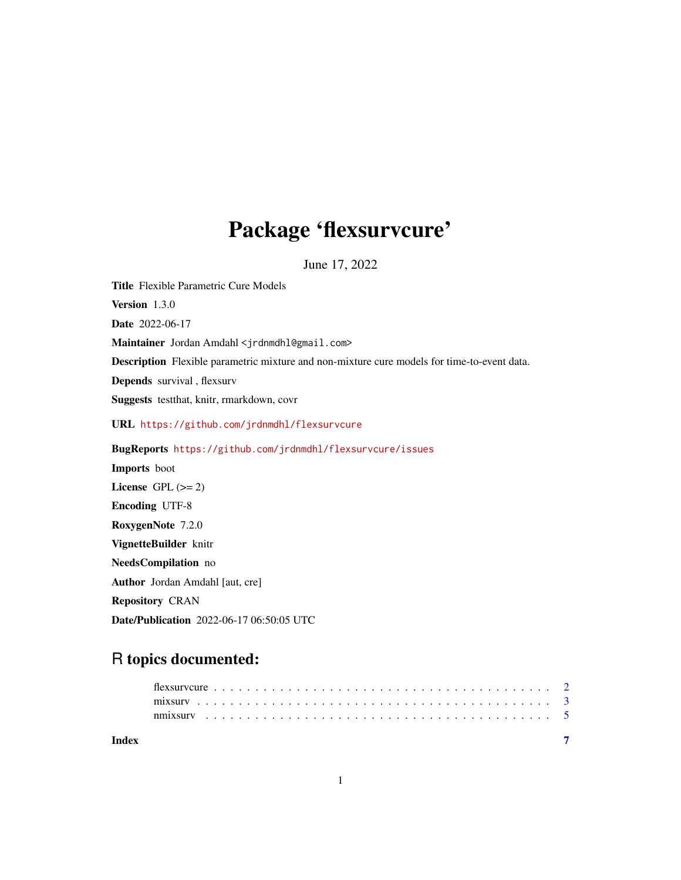# Package 'flexsurvcure'

June 17, 2022

**Title** Flexible Parametric Cure Models

**Version** 1.3.0

**Date** 2022-06-17

**Maintainer** Jordan Amdahl <jrdnmdhl@gmail.com>

**Description** Flexible parametric mixture and non-mixture cure models for time-to-event data.

**Depends** survival , flexsurv

**Suggests** testthat, knitr, rmarkdown, covr

**URL** https://github.com/jrdnmdhl/flexsurvcure

**BugReports** https://github.com/jrdnmdhl/flexsurvcure/issues

**Imports** boot

**License** GPL (>= 2)

**Encoding** UTF-8

**RoxygenNote** 7.2.0

**VignetteBuilder** knitr

**NeedsCompilation** no

**Author** Jordan Amdahl [aut, cre]

**Repository** CRAN

**Date/Publication** 2022-06-17 06:50:05 UTC

## R topics documented:

flexsurvcure . . . . . . . . . . . . . . . . . . . . . . . . . . . . . . . . . . . . . . . . . 2
mixsurv . . . . . . . . . . . . . . . . . . . . . . . . . . . . . . . . . . . . . . . . . . . . 3
nmixsurv . . . . . . . . . . . . . . . . . . . . . . . . . . . . . . . . . . . . . . . . . . . 5

**Index** **7**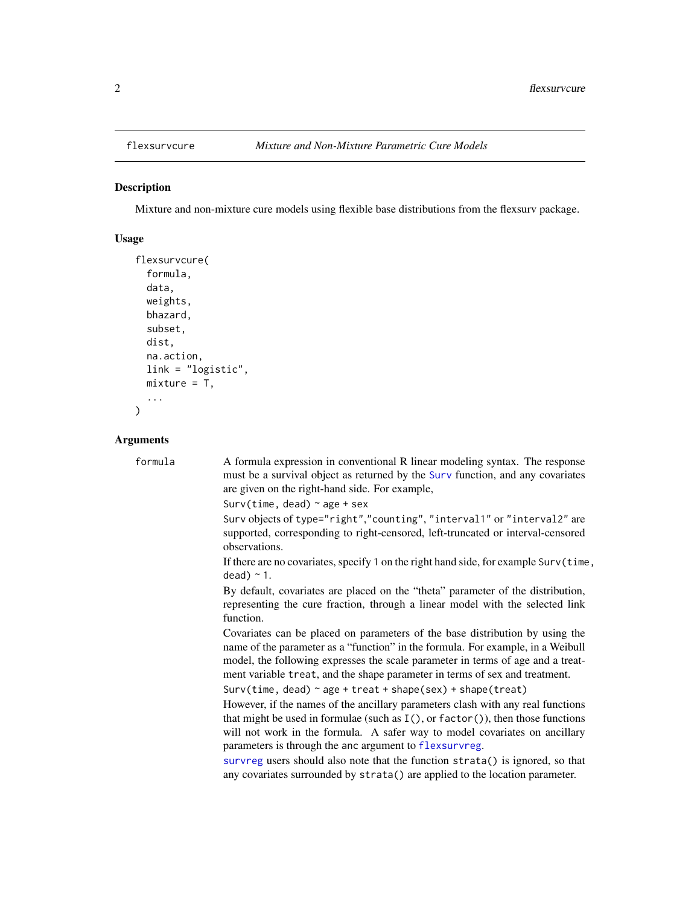## flexsurvcure — *Mixture and Non-Mixture Parametric Cure Models*

### Description

Mixture and non-mixture cure models using flexible base distributions from the flexsurv package.

### Usage

```
flexsurvcure(
  formula,
  data,
  weights,
  bhazard,
  subset,
  dist,
  na.action,
  link = "logistic",
  mixture = T,
  ...
)
```

### Arguments

**formula**

A formula expression in conventional R linear modeling syntax. The response must be a survival object as returned by the Surv function, and any covariates are given on the right-hand side. For example,

`Surv(time, dead) ~ age + sex`

`Surv` objects of `type="right"`,`"counting"`, `"interval1"` or `"interval2"` are supported, corresponding to right-censored, left-truncated or interval-censored observations.

If there are no covariates, specify `1` on the right hand side, for example `Surv(time, dead) ~ 1`.

By default, covariates are placed on the "theta" parameter of the distribution, representing the cure fraction, through a linear model with the selected link function.

Covariates can be placed on parameters of the base distribution by using the name of the parameter as a "function" in the formula. For example, in a Weibull model, the following expresses the scale parameter in terms of age and a treatment variable `treat`, and the shape parameter in terms of sex and treatment.

`Surv(time, dead) ~ age + treat + shape(sex) + shape(treat)`

However, if the names of the ancillary parameters clash with any real functions that might be used in formulae (such as `I()`, or `factor()`), then those functions will not work in the formula. A safer way to model covariates on ancillary parameters is through the `anc` argument to flexsurvreg.

survreg users should also note that the function `strata()` is ignored, so that any covariates surrounded by `strata()` are applied to the location parameter.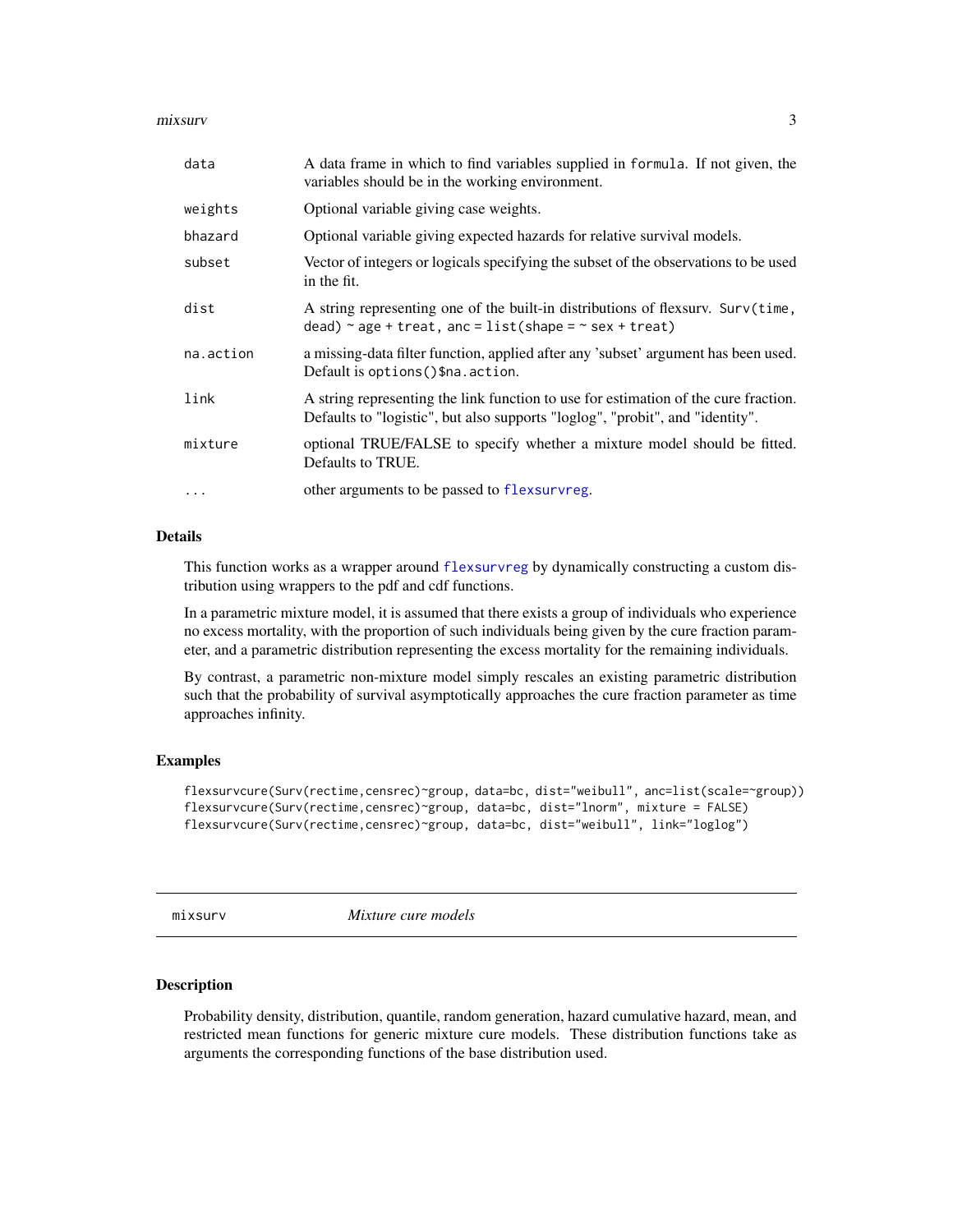| | |
|---|---|
| data | A data frame in which to find variables supplied in formula. If not given, the variables should be in the working environment. |
| weights | Optional variable giving case weights. |
| bhazard | Optional variable giving expected hazards for relative survival models. |
| subset | Vector of integers or logicals specifying the subset of the observations to be used in the fit. |
| dist | A string representing one of the built-in distributions of flexsurv. `Surv(time, dead) ~ age + treat, anc = list(shape = ~ sex + treat)` |
| na.action | a missing-data filter function, applied after any 'subset' argument has been used. Default is `options()$na.action`. |
| link | A string representing the link function to use for estimation of the cure fraction. Defaults to "logistic", but also supports "loglog", "probit", and "identity". |
| mixture | optional TRUE/FALSE to specify whether a mixture model should be fitted. Defaults to TRUE. |
| ... | other arguments to be passed to flexsurvreg. |

### Details

This function works as a wrapper around flexsurvreg by dynamically constructing a custom distribution using wrappers to the pdf and cdf functions.

In a parametric mixture model, it is assumed that there exists a group of individuals who experience no excess mortality, with the proportion of such individuals being given by the cure fraction parameter, and a parametric distribution representing the excess mortality for the remaining individuals.

By contrast, a parametric non-mixture model simply rescales an existing parametric distribution such that the probability of survival asymptotically approaches the cure fraction parameter as time approaches infinity.

### Examples

```
flexsurvcure(Surv(rectime,censrec)~group, data=bc, dist="weibull", anc=list(scale=~group))
flexsurvcure(Surv(rectime,censrec)~group, data=bc, dist="lnorm", mixture = FALSE)
flexsurvcure(Surv(rectime,censrec)~group, data=bc, dist="weibull", link="loglog")
```

## mixsurv *Mixture cure models*

### Description

Probability density, distribution, quantile, random generation, hazard cumulative hazard, mean, and restricted mean functions for generic mixture cure models. These distribution functions take as arguments the corresponding functions of the base distribution used.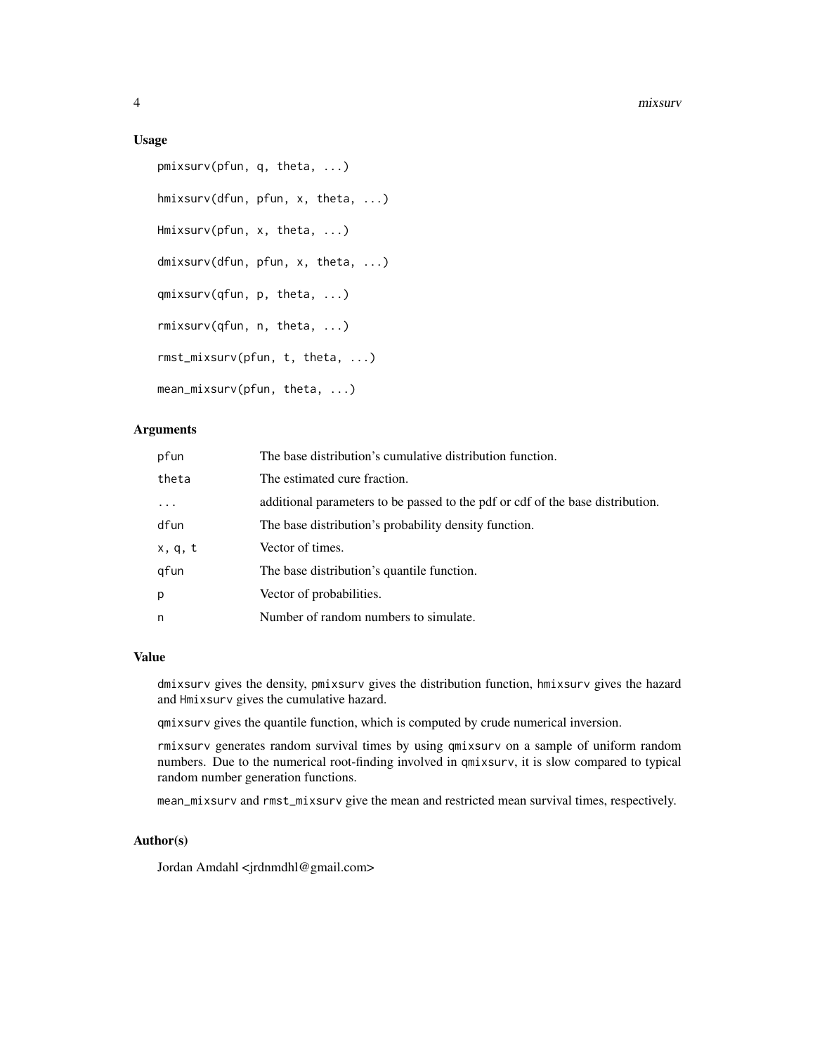## Usage

```
pmixsurv(pfun, q, theta, ...)

hmixsurv(dfun, pfun, x, theta, ...)

Hmixsurv(pfun, x, theta, ...)

dmixsurv(dfun, pfun, x, theta, ...)

qmixsurv(qfun, p, theta, ...)

rmixsurv(qfun, n, theta, ...)

rmst_mixsurv(pfun, t, theta, ...)

mean_mixsurv(pfun, theta, ...)
```

## Arguments

| | |
|---|---|
| pfun | The base distribution's cumulative distribution function. |
| theta | The estimated cure fraction. |
| ... | additional parameters to be passed to the pdf or cdf of the base distribution. |
| dfun | The base distribution's probability density function. |
| x, q, t | Vector of times. |
| qfun | The base distribution's quantile function. |
| p | Vector of probabilities. |
| n | Number of random numbers to simulate. |

## Value

`dmixsurv` gives the density, `pmixsurv` gives the distribution function, `hmixsurv` gives the hazard and `Hmixsurv` gives the cumulative hazard.

`qmixsurv` gives the quantile function, which is computed by crude numerical inversion.

`rmixsurv` generates random survival times by using `qmixsurv` on a sample of uniform random numbers. Due to the numerical root-finding involved in `qmixsurv`, it is slow compared to typical random number generation functions.

`mean_mixsurv` and `rmst_mixsurv` give the mean and restricted mean survival times, respectively.

## Author(s)

Jordan Amdahl <jrdnmdhl@gmail.com>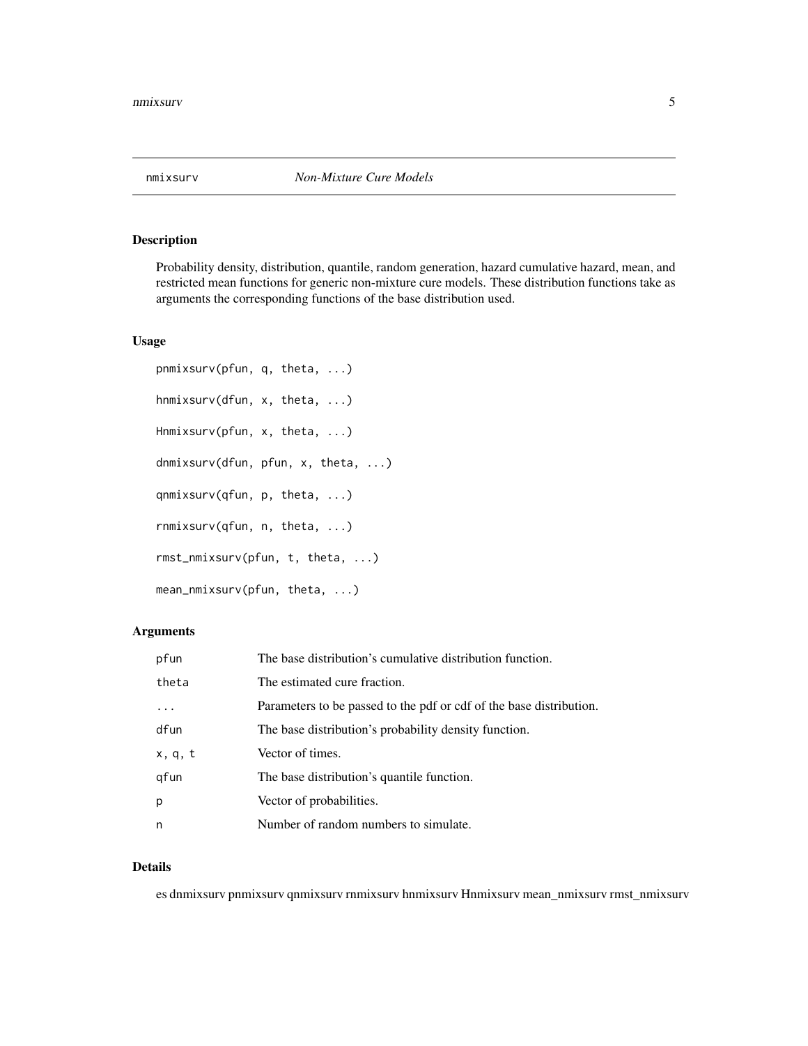# nmixsurv — *Non-Mixture Cure Models*

## Description

Probability density, distribution, quantile, random generation, hazard cumulative hazard, mean, and restricted mean functions for generic non-mixture cure models. These distribution functions take as arguments the corresponding functions of the base distribution used.

## Usage

```
pnmixsurv(pfun, q, theta, ...)

hnmixsurv(dfun, x, theta, ...)

Hnmixsurv(pfun, x, theta, ...)

dnmixsurv(dfun, pfun, x, theta, ...)

qnmixsurv(qfun, p, theta, ...)

rnmixsurv(qfun, n, theta, ...)

rmst_nmixsurv(pfun, t, theta, ...)

mean_nmixsurv(pfun, theta, ...)
```

## Arguments

| | |
|---|---|
| pfun | The base distribution's cumulative distribution function. |
| theta | The estimated cure fraction. |
| ... | Parameters to be passed to the pdf or cdf of the base distribution. |
| dfun | The base distribution's probability density function. |
| x, q, t | Vector of times. |
| qfun | The base distribution's quantile function. |
| p | Vector of probabilities. |
| n | Number of random numbers to simulate. |

## Details

es dnmixsurv pnmixsurv qnmixsurv rnmixsurv hnmixsurv Hnmixsurv mean_nmixsurv rmst_nmixsurv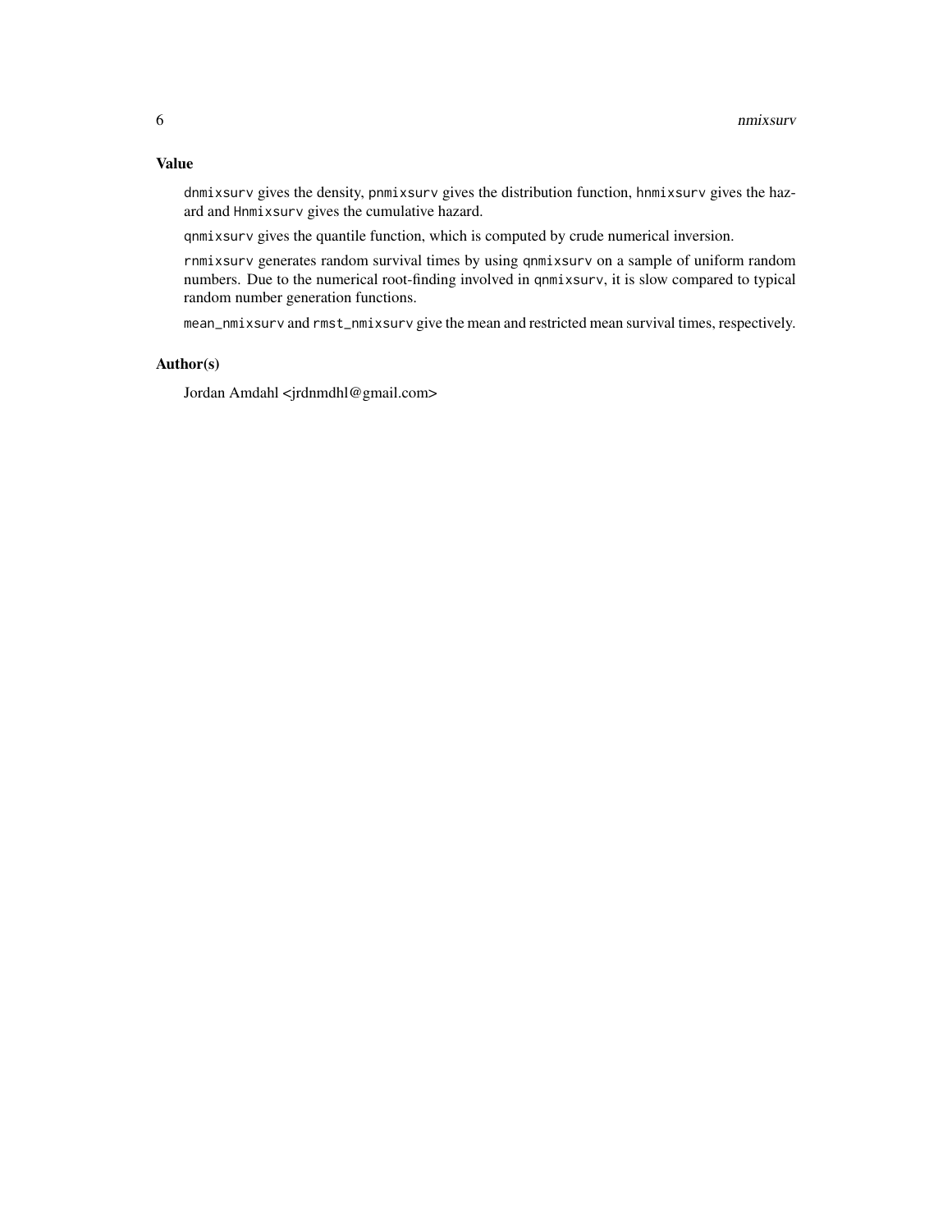### Value

dnmixsurv gives the density, pnmixsurv gives the distribution function, hnmixsurv gives the hazard and Hnmixsurv gives the cumulative hazard.

qnmixsurv gives the quantile function, which is computed by crude numerical inversion.

rnmixsurv generates random survival times by using qnmixsurv on a sample of uniform random numbers. Due to the numerical root-finding involved in qnmixsurv, it is slow compared to typical random number generation functions.

mean_nmixsurv and rmst_nmixsurv give the mean and restricted mean survival times, respectively.

### Author(s)

Jordan Amdahl <jrdnmdhl@gmail.com>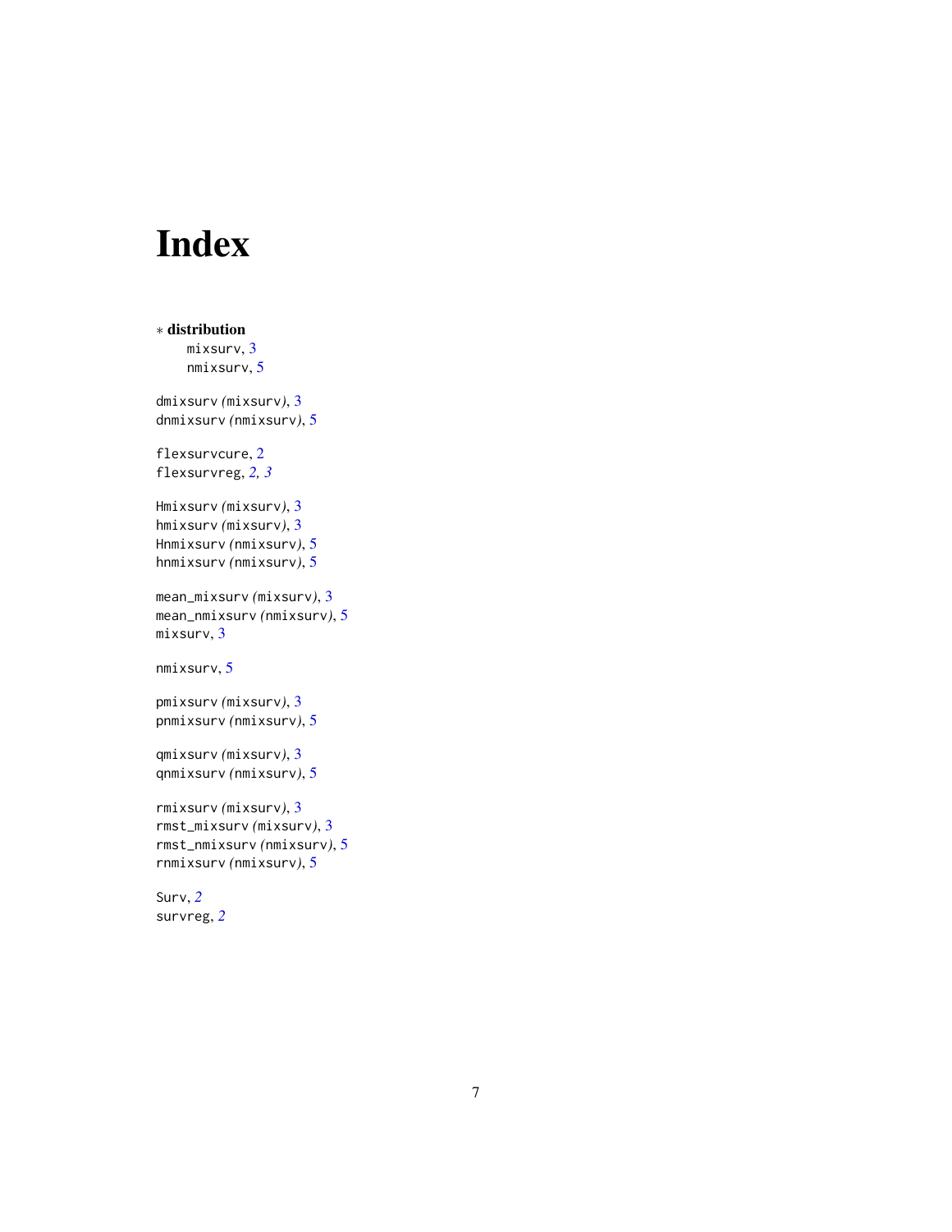# Index

∗ **distribution**
    mixsurv, 3
    nmixsurv, 5

dmixsurv *(*mixsurv*)*, 3
dnmixsurv *(*nmixsurv*)*, 5

flexsurvcure, 2
flexsurvreg, *2, 3*

Hmixsurv *(*mixsurv*)*, 3
hmixsurv *(*mixsurv*)*, 3
Hnmixsurv *(*nmixsurv*)*, 5
hnmixsurv *(*nmixsurv*)*, 5

mean_mixsurv *(*mixsurv*)*, 3
mean_nmixsurv *(*nmixsurv*)*, 5
mixsurv, 3

nmixsurv, 5

pmixsurv *(*mixsurv*)*, 3
pnmixsurv *(*nmixsurv*)*, 5

qmixsurv *(*mixsurv*)*, 3
qnmixsurv *(*nmixsurv*)*, 5

rmixsurv *(*mixsurv*)*, 3
rmst_mixsurv *(*mixsurv*)*, 3
rmst_nmixsurv *(*nmixsurv*)*, 5
rnmixsurv *(*nmixsurv*)*, 5

Surv, *2*
survreg, *2*